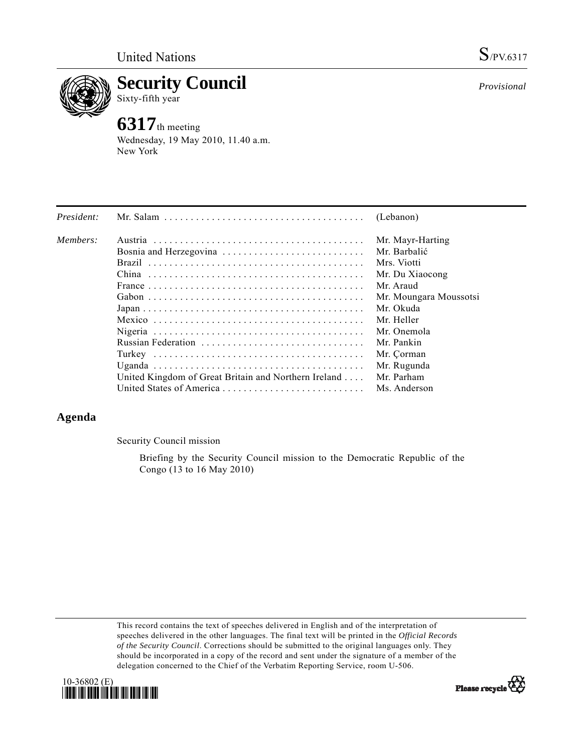United Nations

S/PV.6317

# Security Council

Sixty-fifth year

*Provisional*

## 6317th meeting

Wednesday, 19 May 2010, 11.40 a.m.
New York

| | | |
|---|---|---|
| *President:* | Mr. Salam | (Lebanon) |
| *Members:* | Austria | Mr. Mayr-Harting |
| | Bosnia and Herzegovina | Mr. Barbalić |
| | Brazil | Mrs. Viotti |
| | China | Mr. Du Xiaocong |
| | France | Mr. Araud |
| | Gabon | Mr. Moungara Moussotsi |
| | Japan | Mr. Okuda |
| | Mexico | Mr. Heller |
| | Nigeria | Mr. Onemola |
| | Russian Federation | Mr. Pankin |
| | Turkey | Mr. Çorman |
| | Uganda | Mr. Rugunda |
| | United Kingdom of Great Britain and Northern Ireland | Mr. Parham |
| | United States of America | Ms. Anderson |

## Agenda

Security Council mission

Briefing by the Security Council mission to the Democratic Republic of the Congo (13 to 16 May 2010)

This record contains the text of speeches delivered in English and of the interpretation of speeches delivered in the other languages. The final text will be printed in the *Official Records of the Security Council*. Corrections should be submitted to the original languages only. They should be incorporated in a copy of the record and sent under the signature of a member of the delegation concerned to the Chief of the Verbatim Reporting Service, room U-506.

10-36802 (E)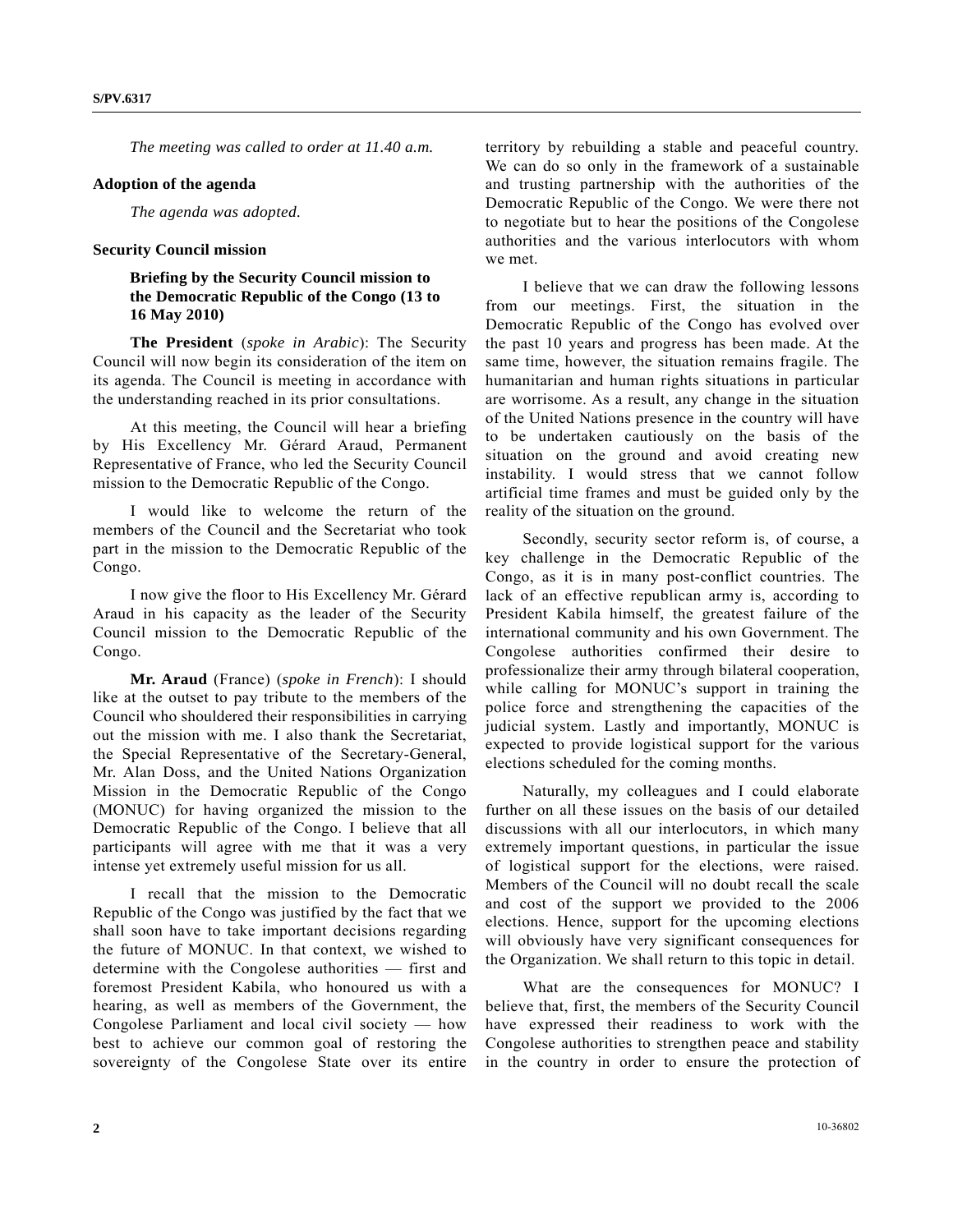*The meeting was called to order at 11.40 a.m.*

## Adoption of the agenda

*The agenda was adopted.*

## Security Council mission

### Briefing by the Security Council mission to the Democratic Republic of the Congo (13 to 16 May 2010)

**The President** (*spoke in Arabic*): The Security Council will now begin its consideration of the item on its agenda. The Council is meeting in accordance with the understanding reached in its prior consultations.

At this meeting, the Council will hear a briefing by His Excellency Mr. Gérard Araud, Permanent Representative of France, who led the Security Council mission to the Democratic Republic of the Congo.

I would like to welcome the return of the members of the Council and the Secretariat who took part in the mission to the Democratic Republic of the Congo.

I now give the floor to His Excellency Mr. Gérard Araud in his capacity as the leader of the Security Council mission to the Democratic Republic of the Congo.

**Mr. Araud** (France) (*spoke in French*): I should like at the outset to pay tribute to the members of the Council who shouldered their responsibilities in carrying out the mission with me. I also thank the Secretariat, the Special Representative of the Secretary-General, Mr. Alan Doss, and the United Nations Organization Mission in the Democratic Republic of the Congo (MONUC) for having organized the mission to the Democratic Republic of the Congo. I believe that all participants will agree with me that it was a very intense yet extremely useful mission for us all.

I recall that the mission to the Democratic Republic of the Congo was justified by the fact that we shall soon have to take important decisions regarding the future of MONUC. In that context, we wished to determine with the Congolese authorities — first and foremost President Kabila, who honoured us with a hearing, as well as members of the Government, the Congolese Parliament and local civil society — how best to achieve our common goal of restoring the sovereignty of the Congolese State over its entire territory by rebuilding a stable and peaceful country. We can do so only in the framework of a sustainable and trusting partnership with the authorities of the Democratic Republic of the Congo. We were there not to negotiate but to hear the positions of the Congolese authorities and the various interlocutors with whom we met.

I believe that we can draw the following lessons from our meetings. First, the situation in the Democratic Republic of the Congo has evolved over the past 10 years and progress has been made. At the same time, however, the situation remains fragile. The humanitarian and human rights situations in particular are worrisome. As a result, any change in the situation of the United Nations presence in the country will have to be undertaken cautiously on the basis of the situation on the ground and avoid creating new instability. I would stress that we cannot follow artificial time frames and must be guided only by the reality of the situation on the ground.

Secondly, security sector reform is, of course, a key challenge in the Democratic Republic of the Congo, as it is in many post-conflict countries. The lack of an effective republican army is, according to President Kabila himself, the greatest failure of the international community and his own Government. The Congolese authorities confirmed their desire to professionalize their army through bilateral cooperation, while calling for MONUC's support in training the police force and strengthening the capacities of the judicial system. Lastly and importantly, MONUC is expected to provide logistical support for the various elections scheduled for the coming months.

Naturally, my colleagues and I could elaborate further on all these issues on the basis of our detailed discussions with all our interlocutors, in which many extremely important questions, in particular the issue of logistical support for the elections, were raised. Members of the Council will no doubt recall the scale and cost of the support we provided to the 2006 elections. Hence, support for the upcoming elections will obviously have very significant consequences for the Organization. We shall return to this topic in detail.

What are the consequences for MONUC? I believe that, first, the members of the Security Council have expressed their readiness to work with the Congolese authorities to strengthen peace and stability in the country in order to ensure the protection of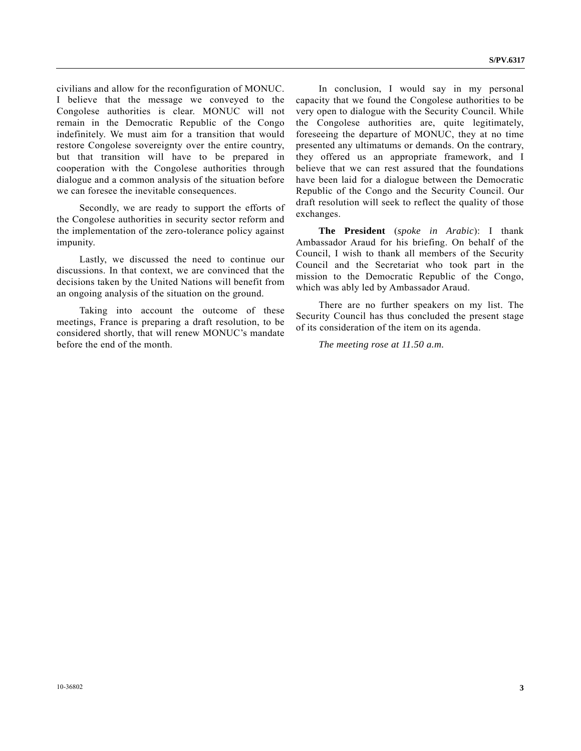civilians and allow for the reconfiguration of MONUC. I believe that the message we conveyed to the Congolese authorities is clear. MONUC will not remain in the Democratic Republic of the Congo indefinitely. We must aim for a transition that would restore Congolese sovereignty over the entire country, but that transition will have to be prepared in cooperation with the Congolese authorities through dialogue and a common analysis of the situation before we can foresee the inevitable consequences.

Secondly, we are ready to support the efforts of the Congolese authorities in security sector reform and the implementation of the zero-tolerance policy against impunity.

Lastly, we discussed the need to continue our discussions. In that context, we are convinced that the decisions taken by the United Nations will benefit from an ongoing analysis of the situation on the ground.

Taking into account the outcome of these meetings, France is preparing a draft resolution, to be considered shortly, that will renew MONUC's mandate before the end of the month.

In conclusion, I would say in my personal capacity that we found the Congolese authorities to be very open to dialogue with the Security Council. While the Congolese authorities are, quite legitimately, foreseeing the departure of MONUC, they at no time presented any ultimatums or demands. On the contrary, they offered us an appropriate framework, and I believe that we can rest assured that the foundations have been laid for a dialogue between the Democratic Republic of the Congo and the Security Council. Our draft resolution will seek to reflect the quality of those exchanges.

**The President** (*spoke in Arabic*): I thank Ambassador Araud for his briefing. On behalf of the Council, I wish to thank all members of the Security Council and the Secretariat who took part in the mission to the Democratic Republic of the Congo, which was ably led by Ambassador Araud.

There are no further speakers on my list. The Security Council has thus concluded the present stage of its consideration of the item on its agenda.

*The meeting rose at 11.50 a.m.*